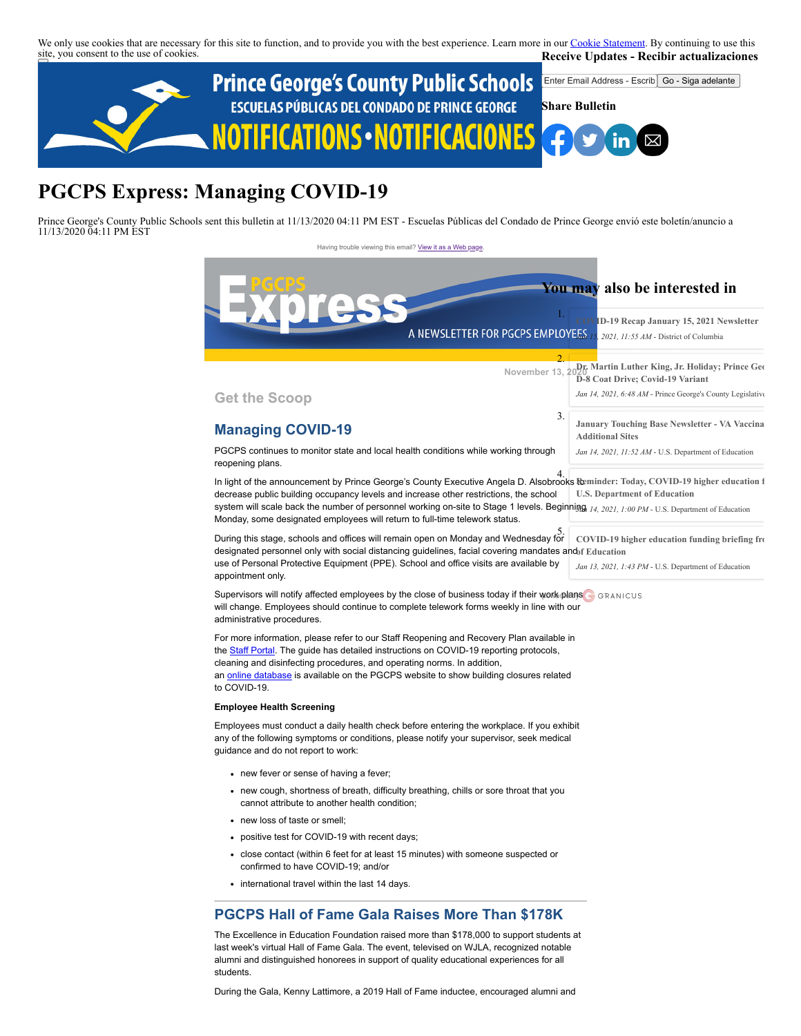We only use cookies that are necessary for this site to function, and to provide you with the best experience. Learn more in our Cookie Statement. By continuing to use this site, you consent to the use of cookies.

**Receive Updates - Recibir actualizaciones**

Enter Email Address - Escrib | Go - Siga adelante

**Share Bulletin**

# PGCPS Express: Managing COVID-19

Prince George's County Public Schools sent this bulletin at 11/13/2020 04:11 PM EST - Escuelas Públicas del Condado de Prince George envió este boletín/anuncio a 11/13/2020 04:11 PM EST

Having trouble viewing this email? View it as a Web page.

November 13, 2020

## Get the Scoop

## Managing COVID-19

PGCPS continues to monitor state and local health conditions while working through reopening plans.

In light of the announcement by Prince George's County Executive Angela D. Alsobrooks to decrease public building occupancy levels and increase other restrictions, the school system will scale back the number of personnel working on-site to Stage 1 levels. Beginning Monday, some designated employees will return to full-time telework status.

During this stage, schools and offices will remain open on Monday and Wednesday for designated personnel only with social distancing guidelines, facial covering mandates and use of Personal Protective Equipment (PPE). School and office visits are available by appointment only.

Supervisors will notify affected employees by the close of business today if their work plans will change. Employees should continue to complete telework forms weekly in line with our administrative procedures.

For more information, please refer to our Staff Reopening and Recovery Plan available in the Staff Portal. The guide has detailed instructions on COVID-19 reporting protocols, cleaning and disinfecting procedures, and operating norms. In addition, an online database is available on the PGCPS website to show building closures related to COVID-19.

**Employee Health Screening**

Employees must conduct a daily health check before entering the workplace. If you exhibit any of the following symptoms or conditions, please notify your supervisor, seek medical guidance and do not report to work:

- new fever or sense of having a fever;
- new cough, shortness of breath, difficulty breathing, chills or sore throat that you cannot attribute to another health condition;
- new loss of taste or smell;
- positive test for COVID-19 with recent days;
- close contact (within 6 feet for at least 15 minutes) with someone suspected or confirmed to have COVID-19; and/or
- international travel within the last 14 days.

## PGCPS Hall of Fame Gala Raises More Than $178K

The Excellence in Education Foundation raised more than $178,000 to support students at last week's virtual Hall of Fame Gala. The event, televised on WJLA, recognized notable alumni and distinguished honorees in support of quality educational experiences for all students.

During the Gala, Kenny Lattimore, a 2019 Hall of Fame inductee, encouraged alumni and

## You may also be interested in

1. **COVID-19 Recap January 15, 2021 Newsletter**
   *Jan 15, 2021, 11:55 AM* - District of Columbia
2. **Dr. Martin Luther King, Jr. Holiday; Prince Geo... D-8 Coat Drive; Covid-19 Variant**
   *Jan 14, 2021, 6:48 AM* - Prince George's County Legislative
3. **January Touching Base Newsletter - VA Vaccina... Additional Sites**
   *Jan 14, 2021, 11:52 AM* - U.S. Department of Education
4. **Reminder: Today, COVID-19 higher education f... U.S. Department of Education**
   *Jan 14, 2021, 1:00 PM* - U.S. Department of Education
5. **COVID-19 higher education funding briefing fro... of Education**
   *Jan 13, 2021, 1:43 PM* - U.S. Department of Education

GRANICUS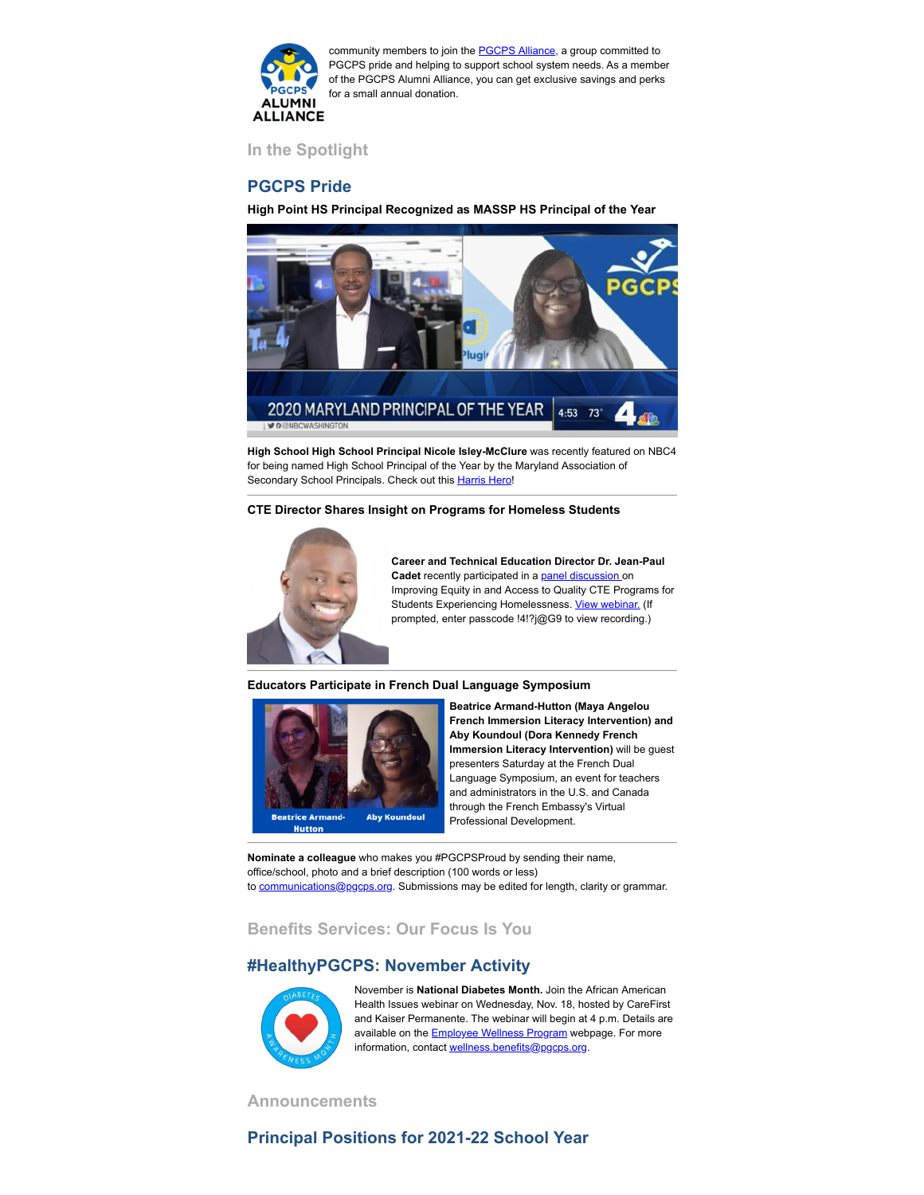community members to join the [PGCPS Alliance](), a group committed to PGCPS pride and helping to support school system needs. As a member of the PGCPS Alumni Alliance, you can get exclusive savings and perks for a small annual donation.

## In the Spotlight

## PGCPS Pride

### High Point HS Principal Recognized as MASSP HS Principal of the Year

**High School High School Principal Nicole Isley-McClure** was recently featured on NBC4 for being named High School Principal of the Year by the Maryland Association of Secondary School Principals. Check out this Harris Hero!

---

### CTE Director Shares Insight on Programs for Homeless Students

**Career and Technical Education Director Dr. Jean-Paul Cadet** recently participated in a panel discussion on Improving Equity in and Access to Quality CTE Programs for Students Experiencing Homelessness. View webinar. (If prompted, enter passcode !4!?j@G9 to view recording.)

---

### Educators Participate in French Dual Language Symposium

**Beatrice Armand-Hutton (Maya Angelou French Immersion Literacy Intervention) and Aby Koundoul (Dora Kennedy French Immersion Literacy Intervention)** will be guest presenters Saturday at the French Dual Language Symposium, an event for teachers and administrators in the U.S. and Canada through the French Embassy's Virtual Professional Development.

---

**Nominate a colleague** who makes you #PGCPSProud by sending their name, office/school, photo and a brief description (100 words or less) to communications@pgcps.org. Submissions may be edited for length, clarity or grammar.

## Benefits Services: Our Focus Is You

## #HealthyPGCPS: November Activity

November is **National Diabetes Month.** Join the African American Health Issues webinar on Wednesday, Nov. 18, hosted by CareFirst and Kaiser Permanente. The webinar will begin at 4 p.m. Details are available on the Employee Wellness Program webpage. For more information, contact wellness.benefits@pgcps.org.

## Announcements

## Principal Positions for 2021-22 School Year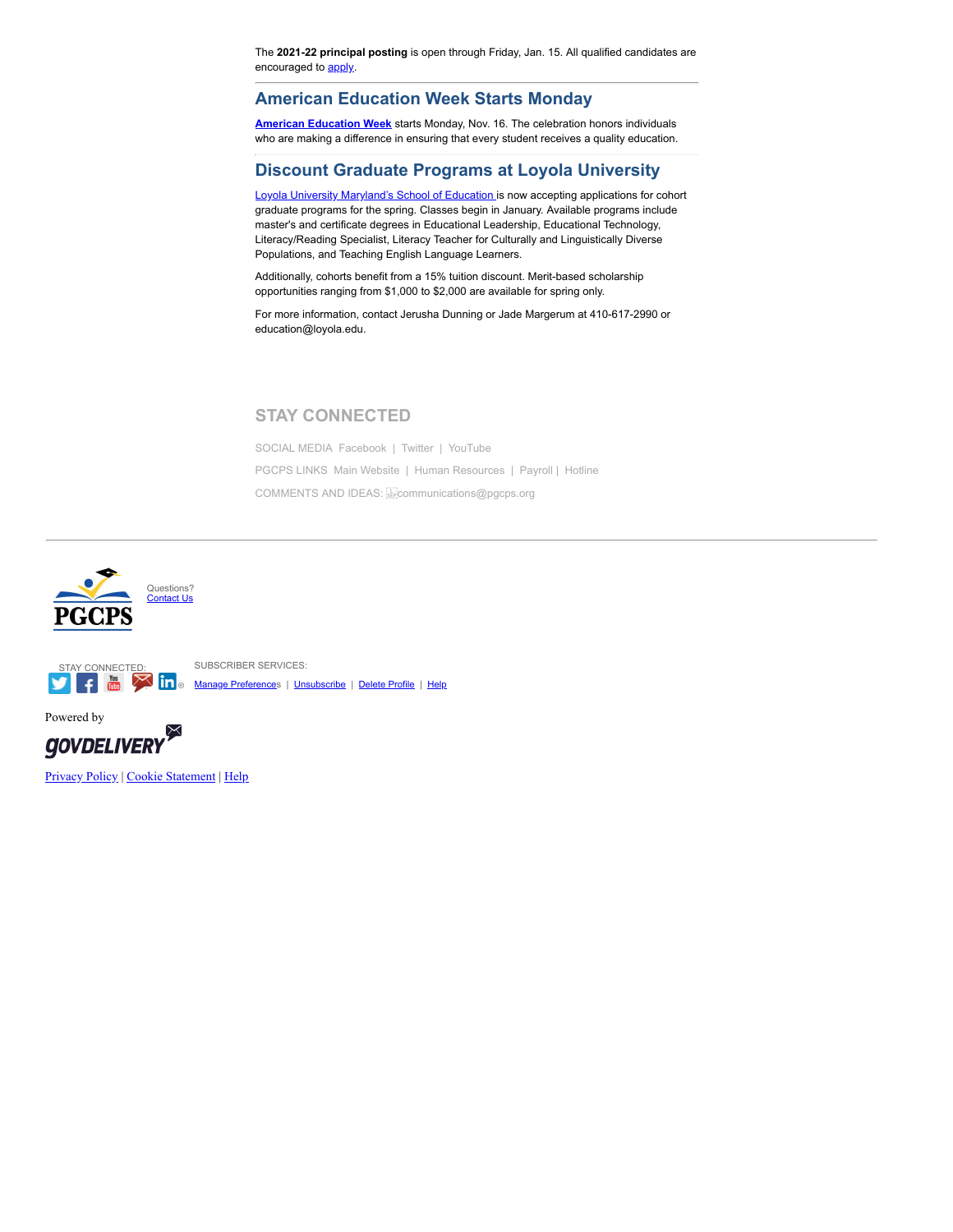The **2021-22 principal posting** is open through Friday, Jan. 15. All qualified candidates are encouraged to apply.

---

## American Education Week Starts Monday

**American Education Week** starts Monday, Nov. 16. The celebration honors individuals who are making a difference in ensuring that every student receives a quality education.

## Discount Graduate Programs at Loyola University

Loyola University Maryland's School of Education is now accepting applications for cohort graduate programs for the spring. Classes begin in January. Available programs include master's and certificate degrees in Educational Leadership, Educational Technology, Literacy/Reading Specialist, Literacy Teacher for Culturally and Linguistically Diverse Populations, and Teaching English Language Learners.

Additionally, cohorts benefit from a 15% tuition discount. Merit-based scholarship opportunities ranging from $1,000 to $2,000 are available for spring only.

For more information, contact Jerusha Dunning or Jade Margerum at 410-617-2990 or education@loyola.edu.

## STAY CONNECTED

SOCIAL MEDIA Facebook | Twitter | YouTube

PGCPS LINKS Main Website | Human Resources | Payroll | Hotline

COMMENTS AND IDEAS: communications@pgcps.org

---

PGCPS

Questions? Contact Us

STAY CONNECTED:

SUBSCRIBER SERVICES: Manage Preferences | Unsubscribe | Delete Profile | Help

Powered by GOVDELIVERY

Privacy Policy | Cookie Statement | Help